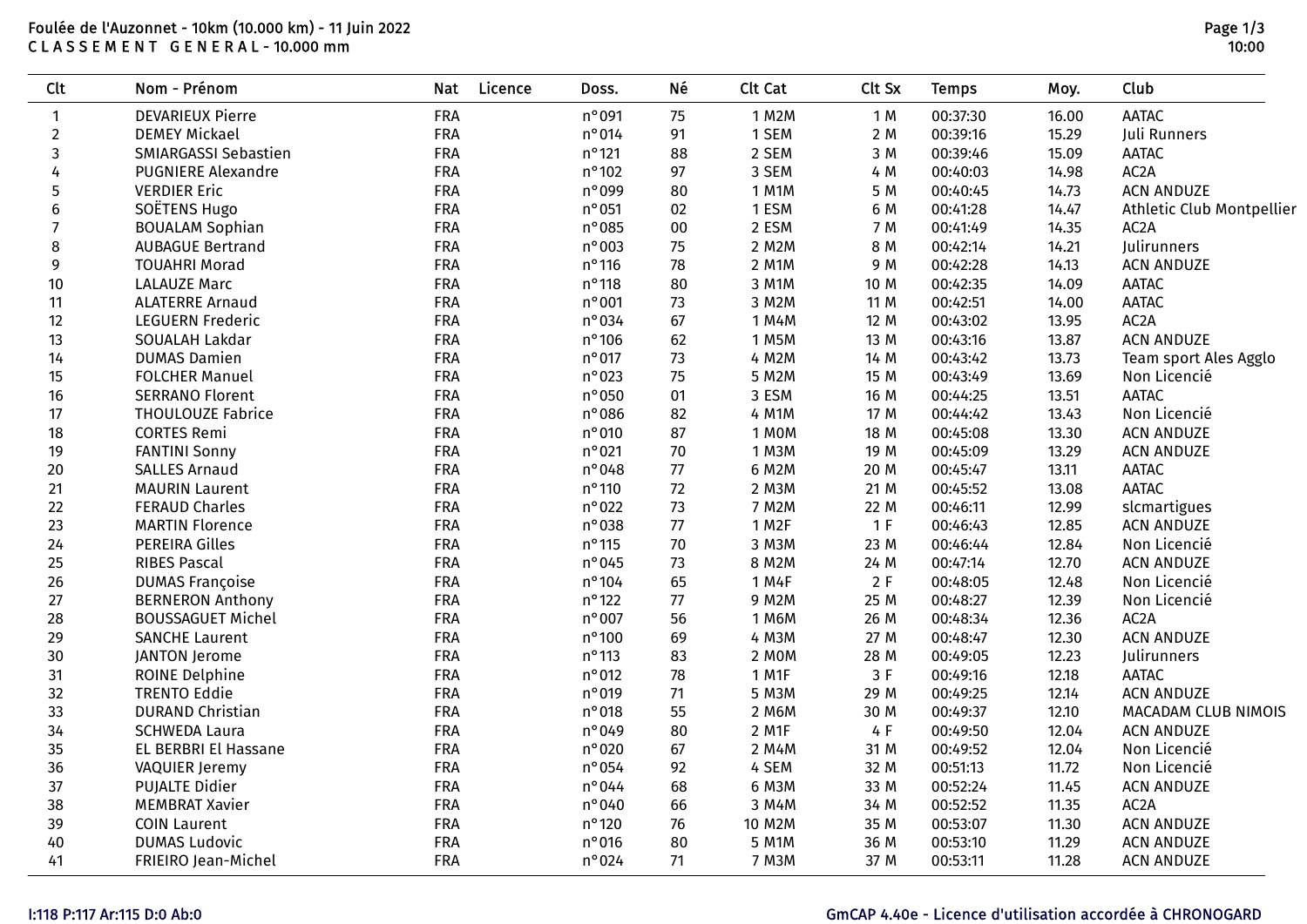# Foulée de l'Auzonnet - 10km (10.000 km) - 11 Juin 2022

## C L A S S E M E N T   G E N E R A L - 10.000 mm

| Clt | Nom - Prénom | Nat | Licence | Doss. | Né | Clt Cat | Clt Sx | Temps | Moy. | Club |
|---|---|---|---|---|---|---|---|---|---|---|
| 1 | DEVARIEUX Pierre | FRA | | n°091 | 75 | 1 M2M | 1 M | 00:37:30 | 16.00 | AATAC |
| 2 | DEMEY Mickael | FRA | | n°014 | 91 | 1 SEM | 2 M | 00:39:16 | 15.29 | Juli Runners |
| 3 | SMIARGASSI Sebastien | FRA | | n°121 | 88 | 2 SEM | 3 M | 00:39:46 | 15.09 | AATAC |
| 4 | PUGNIERE Alexandre | FRA | | n°102 | 97 | 3 SEM | 4 M | 00:40:03 | 14.98 | AC2A |
| 5 | VERDIER Eric | FRA | | n°099 | 80 | 1 M1M | 5 M | 00:40:45 | 14.73 | ACN ANDUZE |
| 6 | SOËTENS Hugo | FRA | | n°051 | 02 | 1 ESM | 6 M | 00:41:28 | 14.47 | Athletic Club Montpellier |
| 7 | BOUALAM Sophian | FRA | | n°085 | 00 | 2 ESM | 7 M | 00:41:49 | 14.35 | AC2A |
| 8 | AUBAGUE Bertrand | FRA | | n°003 | 75 | 2 M2M | 8 M | 00:42:14 | 14.21 | Julirunners |
| 9 | TOUAHRI Morad | FRA | | n°116 | 78 | 2 M1M | 9 M | 00:42:28 | 14.13 | ACN ANDUZE |
| 10 | LALAUZE Marc | FRA | | n°118 | 80 | 3 M1M | 10 M | 00:42:35 | 14.09 | AATAC |
| 11 | ALATERRE Arnaud | FRA | | n°001 | 73 | 3 M2M | 11 M | 00:42:51 | 14.00 | AATAC |
| 12 | LEGUERN Frederic | FRA | | n°034 | 67 | 1 M4M | 12 M | 00:43:02 | 13.95 | AC2A |
| 13 | SOUALAH Lakdar | FRA | | n°106 | 62 | 1 M5M | 13 M | 00:43:16 | 13.87 | ACN ANDUZE |
| 14 | DUMAS Damien | FRA | | n°017 | 73 | 4 M2M | 14 M | 00:43:42 | 13.73 | Team sport Ales Agglo |
| 15 | FOLCHER Manuel | FRA | | n°023 | 75 | 5 M2M | 15 M | 00:43:49 | 13.69 | Non Licencié |
| 16 | SERRANO Florent | FRA | | n°050 | 01 | 3 ESM | 16 M | 00:44:25 | 13.51 | AATAC |
| 17 | THOULOUZE Fabrice | FRA | | n°086 | 82 | 4 M1M | 17 M | 00:44:42 | 13.43 | Non Licencié |
| 18 | CORTES Remi | FRA | | n°010 | 87 | 1 M0M | 18 M | 00:45:08 | 13.30 | ACN ANDUZE |
| 19 | FANTINI Sonny | FRA | | n°021 | 70 | 1 M3M | 19 M | 00:45:09 | 13.29 | ACN ANDUZE |
| 20 | SALLES Arnaud | FRA | | n°048 | 77 | 6 M2M | 20 M | 00:45:47 | 13.11 | AATAC |
| 21 | MAURIN Laurent | FRA | | n°110 | 72 | 2 M3M | 21 M | 00:45:52 | 13.08 | AATAC |
| 22 | FERAUD Charles | FRA | | n°022 | 73 | 7 M2M | 22 M | 00:46:11 | 12.99 | slcmartigues |
| 23 | MARTIN Florence | FRA | | n°038 | 77 | 1 M2F | 1 F | 00:46:43 | 12.85 | ACN ANDUZE |
| 24 | PEREIRA Gilles | FRA | | n°115 | 70 | 3 M3M | 23 M | 00:46:44 | 12.84 | Non Licencié |
| 25 | RIBES Pascal | FRA | | n°045 | 73 | 8 M2M | 24 M | 00:47:14 | 12.70 | ACN ANDUZE |
| 26 | DUMAS Françoise | FRA | | n°104 | 65 | 1 M4F | 2 F | 00:48:05 | 12.48 | Non Licencié |
| 27 | BERNERON Anthony | FRA | | n°122 | 77 | 9 M2M | 25 M | 00:48:27 | 12.39 | Non Licencié |
| 28 | BOUSSAGUET Michel | FRA | | n°007 | 56 | 1 M6M | 26 M | 00:48:34 | 12.36 | AC2A |
| 29 | SANCHE Laurent | FRA | | n°100 | 69 | 4 M3M | 27 M | 00:48:47 | 12.30 | ACN ANDUZE |
| 30 | JANTON Jerome | FRA | | n°113 | 83 | 2 M0M | 28 M | 00:49:05 | 12.23 | Julirunners |
| 31 | ROINE Delphine | FRA | | n°012 | 78 | 1 M1F | 3 F | 00:49:16 | 12.18 | AATAC |
| 32 | TRENTO Eddie | FRA | | n°019 | 71 | 5 M3M | 29 M | 00:49:25 | 12.14 | ACN ANDUZE |
| 33 | DURAND Christian | FRA | | n°018 | 55 | 2 M6M | 30 M | 00:49:37 | 12.10 | MACADAM CLUB NIMOIS |
| 34 | SCHWEDA Laura | FRA | | n°049 | 80 | 2 M1F | 4 F | 00:49:50 | 12.04 | ACN ANDUZE |
| 35 | EL BERBRI El Hassane | FRA | | n°020 | 67 | 2 M4M | 31 M | 00:49:52 | 12.04 | Non Licencié |
| 36 | VAQUIER Jeremy | FRA | | n°054 | 92 | 4 SEM | 32 M | 00:51:13 | 11.72 | Non Licencié |
| 37 | PUJALTE Didier | FRA | | n°044 | 68 | 6 M3M | 33 M | 00:52:24 | 11.45 | ACN ANDUZE |
| 38 | MEMBRAT Xavier | FRA | | n°040 | 66 | 3 M4M | 34 M | 00:52:52 | 11.35 | AC2A |
| 39 | COIN Laurent | FRA | | n°120 | 76 | 10 M2M | 35 M | 00:53:07 | 11.30 | ACN ANDUZE |
| 40 | DUMAS Ludovic | FRA | | n°016 | 80 | 5 M1M | 36 M | 00:53:10 | 11.29 | ACN ANDUZE |
| 41 | FRIEIRO Jean-Michel | FRA | | n°024 | 71 | 7 M3M | 37 M | 00:53:11 | 11.28 | ACN ANDUZE |

I:118 P:117 Ar:115 D:0 Ab:0

GmCAP 4.40e - Licence d'utilisation accordée à CHRONOGARD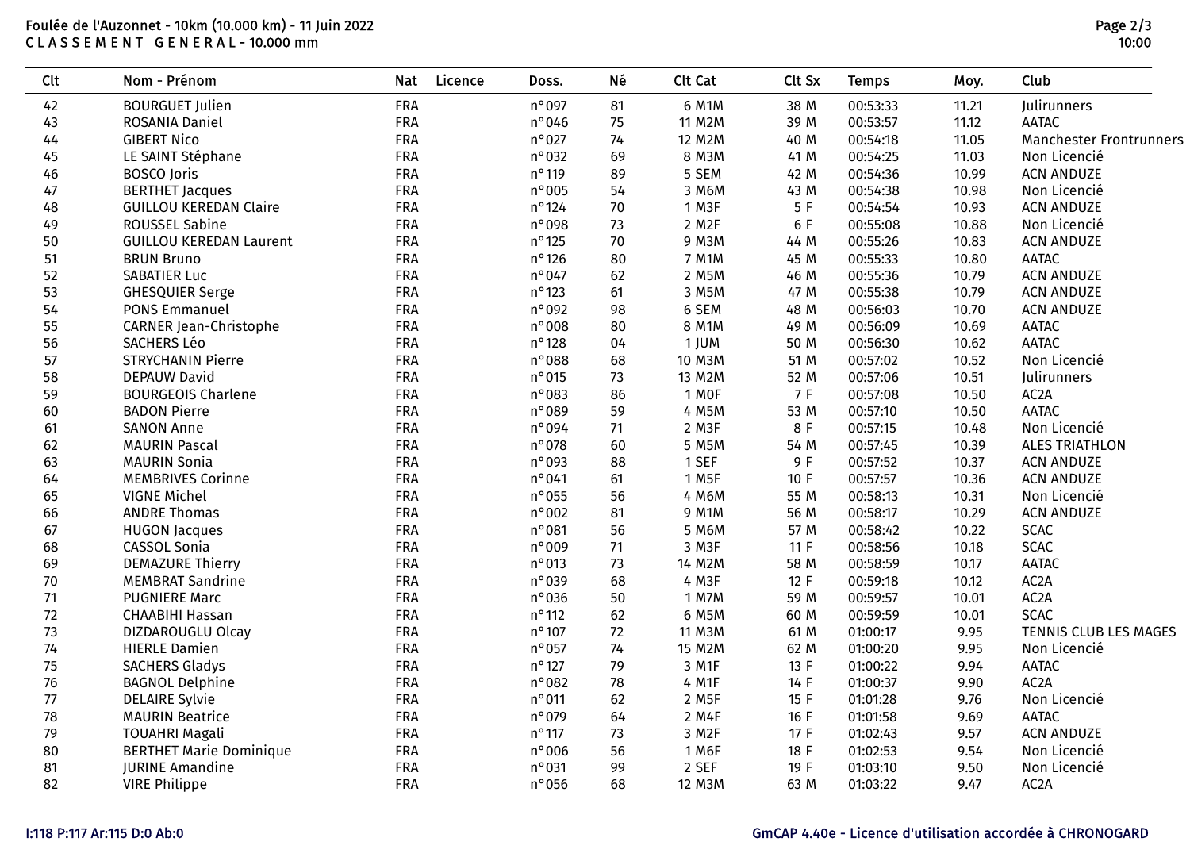Foulée de l'Auzonnet - 10km (10.000 km) - 11 Juin 2022
C L A S S E M E N T   G E N E R A L - 10.000 mm

| Clt | Nom - Prénom | Nat | Licence | Doss. | Né | Clt Cat | Clt Sx | Temps | Moy. | Club |
|---|---|---|---|---|---|---|---|---|---|---|
| 42 | BOURGUET Julien | FRA | | n°097 | 81 | 6 M1M | 38 M | 00:53:33 | 11.21 | Julirunners |
| 43 | ROSANIA Daniel | FRA | | n°046 | 75 | 11 M2M | 39 M | 00:53:57 | 11.12 | AATAC |
| 44 | GIBERT Nico | FRA | | n°027 | 74 | 12 M2M | 40 M | 00:54:18 | 11.05 | Manchester Frontrunners |
| 45 | LE SAINT Stéphane | FRA | | n°032 | 69 | 8 M3M | 41 M | 00:54:25 | 11.03 | Non Licencié |
| 46 | BOSCO Joris | FRA | | n°119 | 89 | 5 SEM | 42 M | 00:54:36 | 10.99 | ACN ANDUZE |
| 47 | BERTHET Jacques | FRA | | n°005 | 54 | 3 M6M | 43 M | 00:54:38 | 10.98 | Non Licencié |
| 48 | GUILLOU KEREDAN Claire | FRA | | n°124 | 70 | 1 M3F | 5 F | 00:54:54 | 10.93 | ACN ANDUZE |
| 49 | ROUSSEL Sabine | FRA | | n°098 | 73 | 2 M2F | 6 F | 00:55:08 | 10.88 | Non Licencié |
| 50 | GUILLOU KEREDAN Laurent | FRA | | n°125 | 70 | 9 M3M | 44 M | 00:55:26 | 10.83 | ACN ANDUZE |
| 51 | BRUN Bruno | FRA | | n°126 | 80 | 7 M1M | 45 M | 00:55:33 | 10.80 | AATAC |
| 52 | SABATIER Luc | FRA | | n°047 | 62 | 2 M5M | 46 M | 00:55:36 | 10.79 | ACN ANDUZE |
| 53 | GHESQUIER Serge | FRA | | n°123 | 61 | 3 M5M | 47 M | 00:55:38 | 10.79 | ACN ANDUZE |
| 54 | PONS Emmanuel | FRA | | n°092 | 98 | 6 SEM | 48 M | 00:56:03 | 10.70 | ACN ANDUZE |
| 55 | CARNER Jean-Christophe | FRA | | n°008 | 80 | 8 M1M | 49 M | 00:56:09 | 10.69 | AATAC |
| 56 | SACHERS Léo | FRA | | n°128 | 04 | 1 JUM | 50 M | 00:56:30 | 10.62 | AATAC |
| 57 | STRYCHANIN Pierre | FRA | | n°088 | 68 | 10 M3M | 51 M | 00:57:02 | 10.52 | Non Licencié |
| 58 | DEPAUW David | FRA | | n°015 | 73 | 13 M2M | 52 M | 00:57:06 | 10.51 | Julirunners |
| 59 | BOURGEOIS Charlene | FRA | | n°083 | 86 | 1 M0F | 7 F | 00:57:08 | 10.50 | AC2A |
| 60 | BADON Pierre | FRA | | n°089 | 59 | 4 M5M | 53 M | 00:57:10 | 10.50 | AATAC |
| 61 | SANON Anne | FRA | | n°094 | 71 | 2 M3F | 8 F | 00:57:15 | 10.48 | Non Licencié |
| 62 | MAURIN Pascal | FRA | | n°078 | 60 | 5 M5M | 54 M | 00:57:45 | 10.39 | ALES TRIATHLON |
| 63 | MAURIN Sonia | FRA | | n°093 | 88 | 1 SEF | 9 F | 00:57:52 | 10.37 | ACN ANDUZE |
| 64 | MEMBRIVES Corinne | FRA | | n°041 | 61 | 1 M5F | 10 F | 00:57:57 | 10.36 | ACN ANDUZE |
| 65 | VIGNE Michel | FRA | | n°055 | 56 | 4 M6M | 55 M | 00:58:13 | 10.31 | Non Licencié |
| 66 | ANDRE Thomas | FRA | | n°002 | 81 | 9 M1M | 56 M | 00:58:17 | 10.29 | ACN ANDUZE |
| 67 | HUGON Jacques | FRA | | n°081 | 56 | 5 M6M | 57 M | 00:58:42 | 10.22 | SCAC |
| 68 | CASSOL Sonia | FRA | | n°009 | 71 | 3 M3F | 11 F | 00:58:56 | 10.18 | SCAC |
| 69 | DEMAZURE Thierry | FRA | | n°013 | 73 | 14 M2M | 58 M | 00:58:59 | 10.17 | AATAC |
| 70 | MEMBRAT Sandrine | FRA | | n°039 | 68 | 4 M3F | 12 F | 00:59:18 | 10.12 | AC2A |
| 71 | PUGNIERE Marc | FRA | | n°036 | 50 | 1 M7M | 59 M | 00:59:57 | 10.01 | AC2A |
| 72 | CHAABIHI Hassan | FRA | | n°112 | 62 | 6 M5M | 60 M | 00:59:59 | 10.01 | SCAC |
| 73 | DIZDAROUGLU Olcay | FRA | | n°107 | 72 | 11 M3M | 61 M | 01:00:17 | 9.95 | TENNIS CLUB LES MAGES |
| 74 | HIERLE Damien | FRA | | n°057 | 74 | 15 M2M | 62 M | 01:00:20 | 9.95 | Non Licencié |
| 75 | SACHERS Gladys | FRA | | n°127 | 79 | 3 M1F | 13 F | 01:00:22 | 9.94 | AATAC |
| 76 | BAGNOL Delphine | FRA | | n°082 | 78 | 4 M1F | 14 F | 01:00:37 | 9.90 | AC2A |
| 77 | DELAIRE Sylvie | FRA | | n°011 | 62 | 2 M5F | 15 F | 01:01:28 | 9.76 | Non Licencié |
| 78 | MAURIN Beatrice | FRA | | n°079 | 64 | 2 M4F | 16 F | 01:01:58 | 9.69 | AATAC |
| 79 | TOUAHRI Magali | FRA | | n°117 | 73 | 3 M2F | 17 F | 01:02:43 | 9.57 | ACN ANDUZE |
| 80 | BERTHET Marie Dominique | FRA | | n°006 | 56 | 1 M6F | 18 F | 01:02:53 | 9.54 | Non Licencié |
| 81 | JURINE Amandine | FRA | | n°031 | 99 | 2 SEF | 19 F | 01:03:10 | 9.50 | Non Licencié |
| 82 | VIRE Philippe | FRA | | n°056 | 68 | 12 M3M | 63 M | 01:03:22 | 9.47 | AC2A |

I:118 P:117 Ar:115 D:0 Ab:0

GmCAP 4.40e - Licence d'utilisation accordée à CHRONOGARD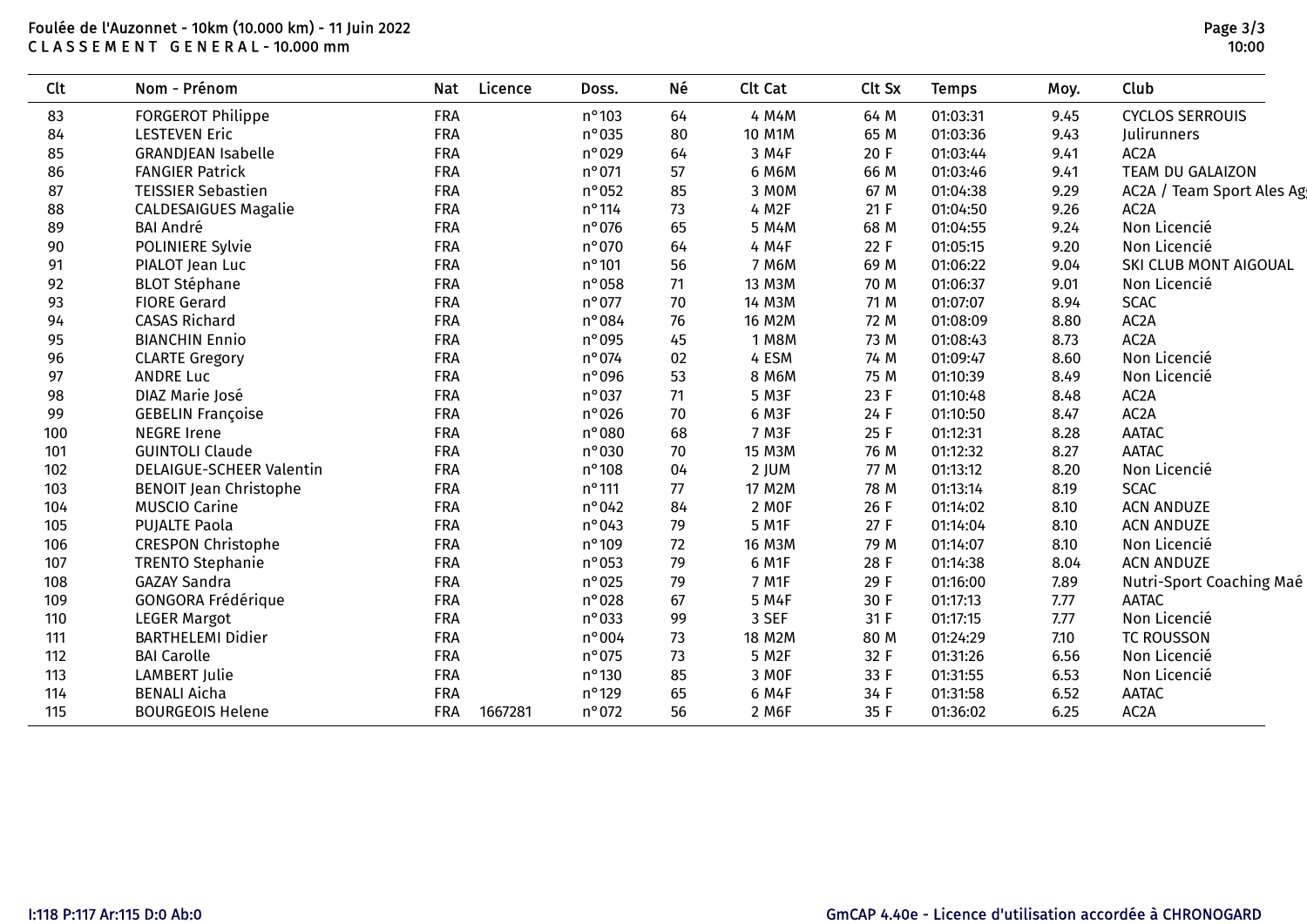Foulée de l'Auzonnet - 10km (10.000 km) - 11 Juin 2022
C L A S S E M E N T   G E N E R A L - 10.000 mm

| Clt | Nom - Prénom | Nat | Licence | Doss. | Né | Clt Cat | Clt Sx | Temps | Moy. | Club |
|---|---|---|---|---|---|---|---|---|---|---|
| 83 | FORGEROT Philippe | FRA | | n°103 | 64 | 4 M4M | 64 M | 01:03:31 | 9.45 | CYCLOS SERROUIS |
| 84 | LESTEVEN Eric | FRA | | n°035 | 80 | 10 M1M | 65 M | 01:03:36 | 9.43 | Julirunners |
| 85 | GRANDJEAN Isabelle | FRA | | n°029 | 64 | 3 M4F | 20 F | 01:03:44 | 9.41 | AC2A |
| 86 | FANGIER Patrick | FRA | | n°071 | 57 | 6 M6M | 66 M | 01:03:46 | 9.41 | TEAM DU GALAIZON |
| 87 | TEISSIER Sebastien | FRA | | n°052 | 85 | 3 M0M | 67 M | 01:04:38 | 9.29 | AC2A / Team Sport Ales Ag |
| 88 | CALDESAIGUES Magalie | FRA | | n°114 | 73 | 4 M2F | 21 F | 01:04:50 | 9.26 | AC2A |
| 89 | BAI André | FRA | | n°076 | 65 | 5 M4M | 68 M | 01:04:55 | 9.24 | Non Licencié |
| 90 | POLINIERE Sylvie | FRA | | n°070 | 64 | 4 M4F | 22 F | 01:05:15 | 9.20 | Non Licencié |
| 91 | PIALOT Jean Luc | FRA | | n°101 | 56 | 7 M6M | 69 M | 01:06:22 | 9.04 | SKI CLUB MONT AIGOUAL |
| 92 | BLOT Stéphane | FRA | | n°058 | 71 | 13 M3M | 70 M | 01:06:37 | 9.01 | Non Licencié |
| 93 | FIORE Gerard | FRA | | n°077 | 70 | 14 M3M | 71 M | 01:07:07 | 8.94 | SCAC |
| 94 | CASAS Richard | FRA | | n°084 | 76 | 16 M2M | 72 M | 01:08:09 | 8.80 | AC2A |
| 95 | BIANCHIN Ennio | FRA | | n°095 | 45 | 1 M8M | 73 M | 01:08:43 | 8.73 | AC2A |
| 96 | CLARTE Gregory | FRA | | n°074 | 02 | 4 ESM | 74 M | 01:09:47 | 8.60 | Non Licencié |
| 97 | ANDRE Luc | FRA | | n°096 | 53 | 8 M6M | 75 M | 01:10:39 | 8.49 | Non Licencié |
| 98 | DIAZ Marie José | FRA | | n°037 | 71 | 5 M3F | 23 F | 01:10:48 | 8.48 | AC2A |
| 99 | GEBELIN Françoise | FRA | | n°026 | 70 | 6 M3F | 24 F | 01:10:50 | 8.47 | AC2A |
| 100 | NEGRE Irene | FRA | | n°080 | 68 | 7 M3F | 25 F | 01:12:31 | 8.28 | AATAC |
| 101 | GUINTOLI Claude | FRA | | n°030 | 70 | 15 M3M | 76 M | 01:12:32 | 8.27 | AATAC |
| 102 | DELAIGUE-SCHEER Valentin | FRA | | n°108 | 04 | 2 JUM | 77 M | 01:13:12 | 8.20 | Non Licencié |
| 103 | BENOIT Jean Christophe | FRA | | n°111 | 77 | 17 M2M | 78 M | 01:13:14 | 8.19 | SCAC |
| 104 | MUSCIO Carine | FRA | | n°042 | 84 | 2 M0F | 26 F | 01:14:02 | 8.10 | ACN ANDUZE |
| 105 | PUJALTE Paola | FRA | | n°043 | 79 | 5 M1F | 27 F | 01:14:04 | 8.10 | ACN ANDUZE |
| 106 | CRESPON Christophe | FRA | | n°109 | 72 | 16 M3M | 79 M | 01:14:07 | 8.10 | Non Licencié |
| 107 | TRENTO Stephanie | FRA | | n°053 | 79 | 6 M1F | 28 F | 01:14:38 | 8.04 | ACN ANDUZE |
| 108 | GAZAY Sandra | FRA | | n°025 | 79 | 7 M1F | 29 F | 01:16:00 | 7.89 | Nutri-Sport Coaching Maé |
| 109 | GONGORA Frédérique | FRA | | n°028 | 67 | 5 M4F | 30 F | 01:17:13 | 7.77 | AATAC |
| 110 | LEGER Margot | FRA | | n°033 | 99 | 3 SEF | 31 F | 01:17:15 | 7.77 | Non Licencié |
| 111 | BARTHELEMI Didier | FRA | | n°004 | 73 | 18 M2M | 80 M | 01:24:29 | 7.10 | TC ROUSSON |
| 112 | BAI Carolle | FRA | | n°075 | 73 | 5 M2F | 32 F | 01:31:26 | 6.56 | Non Licencié |
| 113 | LAMBERT Julie | FRA | | n°130 | 85 | 3 M0F | 33 F | 01:31:55 | 6.53 | Non Licencié |
| 114 | BENALI Aicha | FRA | | n°129 | 65 | 6 M4F | 34 F | 01:31:58 | 6.52 | AATAC |
| 115 | BOURGEOIS Helene | FRA | 1667281 | n°072 | 56 | 2 M6F | 35 F | 01:36:02 | 6.25 | AC2A |

I:118 P:117 Ar:115 D:0 Ab:0

GmCAP 4.40e - Licence d'utilisation accordée à CHRONOGARD